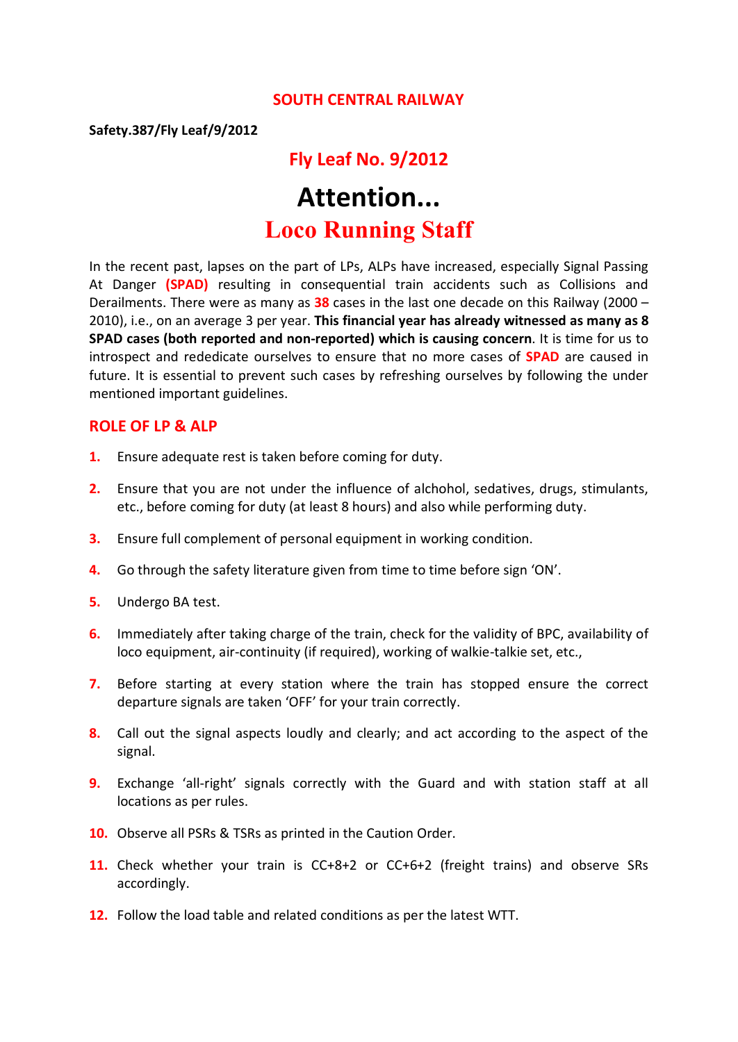## SOUTH CENTRAL RAILWAY

**Safety.387/Fly Leaf/9/2012**

## Fly Leaf No. 9/2012

# Attention...

# Loco Running Staff

In the recent past, lapses on the part of LPs, ALPs have increased, especially Signal Passing At Danger **(SPAD)** resulting in consequential train accidents such as Collisions and Derailments. There were as many as **38** cases in the last one decade on this Railway (2000 – 2010), i.e., on an average 3 per year. **This financial year has already witnessed as many as 8 SPAD cases (both reported and non-reported) which is causing concern**. It is time for us to introspect and rededicate ourselves to ensure that no more cases of **SPAD** are caused in future. It is essential to prevent such cases by refreshing ourselves by following the under mentioned important guidelines.

### ROLE OF LP & ALP

1. Ensure adequate rest is taken before coming for duty.
2. Ensure that you are not under the influence of alchohol, sedatives, drugs, stimulants, etc., before coming for duty (at least 8 hours) and also while performing duty.
3. Ensure full complement of personal equipment in working condition.
4. Go through the safety literature given from time to time before sign 'ON'.
5. Undergo BA test.
6. Immediately after taking charge of the train, check for the validity of BPC, availability of loco equipment, air-continuity (if required), working of walkie-talkie set, etc.,
7. Before starting at every station where the train has stopped ensure the correct departure signals are taken 'OFF' for your train correctly.
8. Call out the signal aspects loudly and clearly; and act according to the aspect of the signal.
9. Exchange 'all-right' signals correctly with the Guard and with station staff at all locations as per rules.
10. Observe all PSRs & TSRs as printed in the Caution Order.
11. Check whether your train is CC+8+2 or CC+6+2 (freight trains) and observe SRs accordingly.
12. Follow the load table and related conditions as per the latest WTT.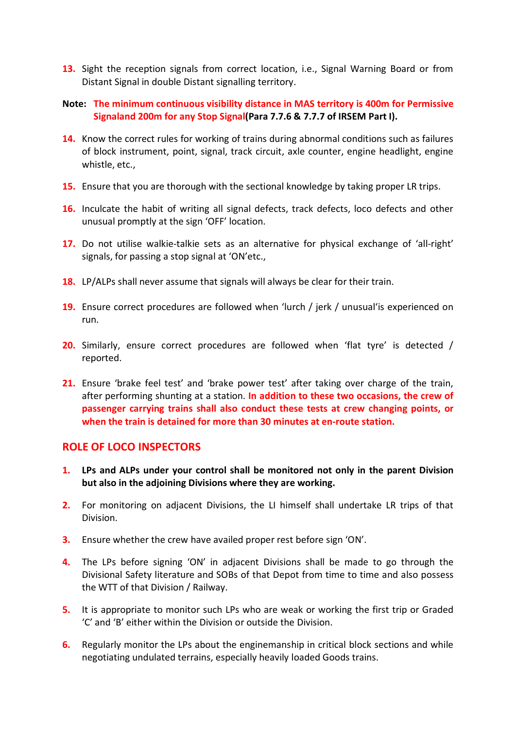13. Sight the reception signals from correct location, i.e., Signal Warning Board or from Distant Signal in double Distant signalling territory.

**Note:** **The minimum continuous visibility distance in MAS territory is 400m for Permissive Signaland 200m for any Stop Signal(Para 7.7.6 & 7.7.7 of IRSEM Part I).**

14. Know the correct rules for working of trains during abnormal conditions such as failures of block instrument, point, signal, track circuit, axle counter, engine headlight, engine whistle, etc.,

15. Ensure that you are thorough with the sectional knowledge by taking proper LR trips.

16. Inculcate the habit of writing all signal defects, track defects, loco defects and other unusual promptly at the sign 'OFF' location.

17. Do not utilise walkie-talkie sets as an alternative for physical exchange of 'all-right' signals, for passing a stop signal at 'ON'etc.,

18. LP/ALPs shall never assume that signals will always be clear for their train.

19. Ensure correct procedures are followed when 'lurch / jerk / unusual'is experienced on run.

20. Similarly, ensure correct procedures are followed when 'flat tyre' is detected / reported.

21. Ensure 'brake feel test' and 'brake power test' after taking over charge of the train, after performing shunting at a station. **In addition to these two occasions, the crew of passenger carrying trains shall also conduct these tests at crew changing points, or when the train is detained for more than 30 minutes at en-route station.**

## ROLE OF LOCO INSPECTORS

1. **LPs and ALPs under your control shall be monitored not only in the parent Division but also in the adjoining Divisions where they are working.**

2. For monitoring on adjacent Divisions, the LI himself shall undertake LR trips of that Division.

3. Ensure whether the crew have availed proper rest before sign 'ON'.

4. The LPs before signing 'ON' in adjacent Divisions shall be made to go through the Divisional Safety literature and SOBs of that Depot from time to time and also possess the WTT of that Division / Railway.

5. It is appropriate to monitor such LPs who are weak or working the first trip or Graded 'C' and 'B' either within the Division or outside the Division.

6. Regularly monitor the LPs about the enginemanship in critical block sections and while negotiating undulated terrains, especially heavily loaded Goods trains.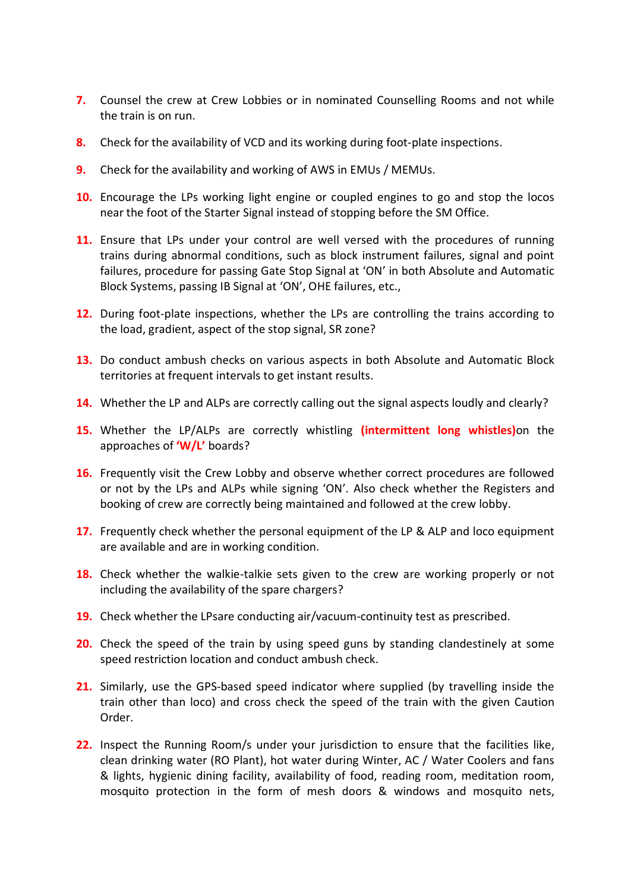7. Counsel the crew at Crew Lobbies or in nominated Counselling Rooms and not while the train is on run.

8. Check for the availability of VCD and its working during foot-plate inspections.

9. Check for the availability and working of AWS in EMUs / MEMUs.

10. Encourage the LPs working light engine or coupled engines to go and stop the locos near the foot of the Starter Signal instead of stopping before the SM Office.

11. Ensure that LPs under your control are well versed with the procedures of running trains during abnormal conditions, such as block instrument failures, signal and point failures, procedure for passing Gate Stop Signal at 'ON' in both Absolute and Automatic Block Systems, passing IB Signal at 'ON', OHE failures, etc.,

12. During foot-plate inspections, whether the LPs are controlling the trains according to the load, gradient, aspect of the stop signal, SR zone?

13. Do conduct ambush checks on various aspects in both Absolute and Automatic Block territories at frequent intervals to get instant results.

14. Whether the LP and ALPs are correctly calling out the signal aspects loudly and clearly?

15. Whether the LP/ALPs are correctly whistling **(intermittent long whistles)** on the approaches of **'W/L'** boards?

16. Frequently visit the Crew Lobby and observe whether correct procedures are followed or not by the LPs and ALPs while signing 'ON'. Also check whether the Registers and booking of crew are correctly being maintained and followed at the crew lobby.

17. Frequently check whether the personal equipment of the LP & ALP and loco equipment are available and are in working condition.

18. Check whether the walkie-talkie sets given to the crew are working properly or not including the availability of the spare chargers?

19. Check whether the LPsare conducting air/vacuum-continuity test as prescribed.

20. Check the speed of the train by using speed guns by standing clandestinely at some speed restriction location and conduct ambush check.

21. Similarly, use the GPS-based speed indicator where supplied (by travelling inside the train other than loco) and cross check the speed of the train with the given Caution Order.

22. Inspect the Running Room/s under your jurisdiction to ensure that the facilities like, clean drinking water (RO Plant), hot water during Winter, AC / Water Coolers and fans & lights, hygienic dining facility, availability of food, reading room, meditation room, mosquito protection in the form of mesh doors & windows and mosquito nets,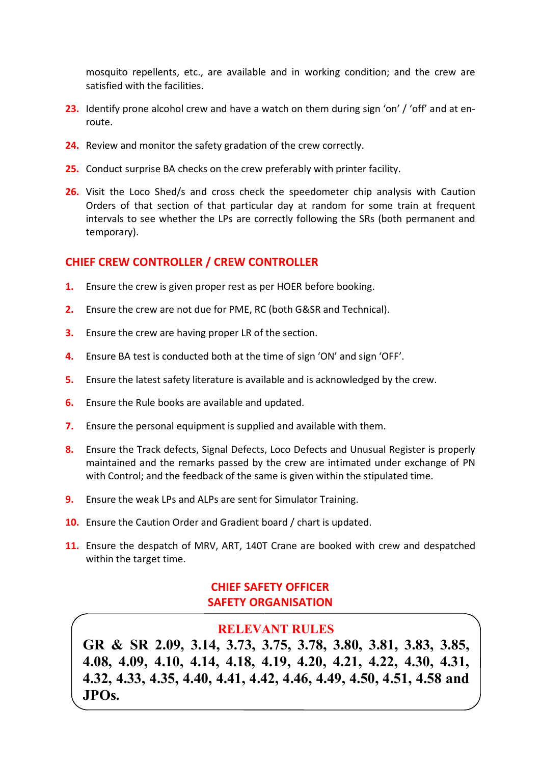mosquito repellents, etc., are available and in working condition; and the crew are satisfied with the facilities.

23. Identify prone alcohol crew and have a watch on them during sign 'on' / 'off' and at en-route.

24. Review and monitor the safety gradation of the crew correctly.

25. Conduct surprise BA checks on the crew preferably with printer facility.

26. Visit the Loco Shed/s and cross check the speedometer chip analysis with Caution Orders of that section of that particular day at random for some train at frequent intervals to see whether the LPs are correctly following the SRs (both permanent and temporary).

## CHIEF CREW CONTROLLER / CREW CONTROLLER

1. Ensure the crew is given proper rest as per HOER before booking.
2. Ensure the crew are not due for PME, RC (both G&SR and Technical).
3. Ensure the crew are having proper LR of the section.
4. Ensure BA test is conducted both at the time of sign 'ON' and sign 'OFF'.
5. Ensure the latest safety literature is available and is acknowledged by the crew.
6. Ensure the Rule books are available and updated.
7. Ensure the personal equipment is supplied and available with them.
8. Ensure the Track defects, Signal Defects, Loco Defects and Unusual Register is properly maintained and the remarks passed by the crew are intimated under exchange of PN with Control; and the feedback of the same is given within the stipulated time.
9. Ensure the weak LPs and ALPs are sent for Simulator Training.
10. Ensure the Caution Order and Gradient board / chart is updated.
11. Ensure the despatch of MRV, ART, 140T Crane are booked with crew and despatched within the target time.

**CHIEF SAFETY OFFICER**
**SAFETY ORGANISATION**

**RELEVANT RULES**

**GR & SR 2.09, 3.14, 3.73, 3.75, 3.78, 3.80, 3.81, 3.83, 3.85, 4.08, 4.09, 4.10, 4.14, 4.18, 4.19, 4.20, 4.21, 4.22, 4.30, 4.31, 4.32, 4.33, 4.35, 4.40, 4.41, 4.42, 4.46, 4.49, 4.50, 4.51, 4.58 and JPOs.**